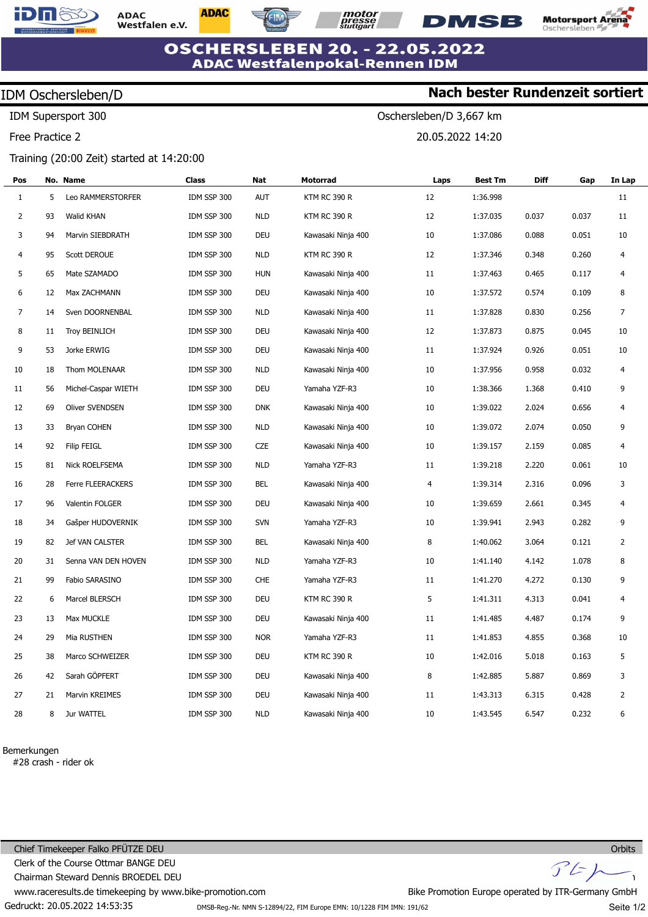# OSCHERSLEBEN 20. - 22.05.2022
## ADAC Westfalenpokal-Rennen IDM

IDM Oschersleben/D **Nach bester Rundenzeit sortiert**

IDM Supersport 300 — Oschersleben/D 3,667 km

Free Practice 2 — 20.05.2022 14:20

Training (20:00 Zeit) started at 14:20:00

| Pos | No. | Name | Class | Nat | Motorrad | Laps | Best Tm | Diff | Gap | In Lap |
|---|---|---|---|---|---|---|---|---|---|---|
| 1 | 5 | Leo RAMMERSTORFER | IDM SSP 300 | AUT | KTM RC 390 R | 12 | 1:36.998 | | | 11 |
| 2 | 93 | Walid KHAN | IDM SSP 300 | NLD | KTM RC 390 R | 12 | 1:37.035 | 0.037 | 0.037 | 11 |
| 3 | 94 | Marvin SIEBDRATH | IDM SSP 300 | DEU | Kawasaki Ninja 400 | 10 | 1:37.086 | 0.088 | 0.051 | 10 |
| 4 | 95 | Scott DEROUE | IDM SSP 300 | NLD | KTM RC 390 R | 12 | 1:37.346 | 0.348 | 0.260 | 4 |
| 5 | 65 | Mate SZAMADO | IDM SSP 300 | HUN | Kawasaki Ninja 400 | 11 | 1:37.463 | 0.465 | 0.117 | 4 |
| 6 | 12 | Max ZACHMANN | IDM SSP 300 | DEU | Kawasaki Ninja 400 | 10 | 1:37.572 | 0.574 | 0.109 | 8 |
| 7 | 14 | Sven DOORNENBAL | IDM SSP 300 | NLD | Kawasaki Ninja 400 | 11 | 1:37.828 | 0.830 | 0.256 | 7 |
| 8 | 11 | Troy BEINLICH | IDM SSP 300 | DEU | Kawasaki Ninja 400 | 12 | 1:37.873 | 0.875 | 0.045 | 10 |
| 9 | 53 | Jorke ERWIG | IDM SSP 300 | DEU | Kawasaki Ninja 400 | 11 | 1:37.924 | 0.926 | 0.051 | 10 |
| 10 | 18 | Thom MOLENAAR | IDM SSP 300 | NLD | Kawasaki Ninja 400 | 10 | 1:37.956 | 0.958 | 0.032 | 4 |
| 11 | 56 | Michel-Caspar WIETH | IDM SSP 300 | DEU | Yamaha YZF-R3 | 10 | 1:38.366 | 1.368 | 0.410 | 9 |
| 12 | 69 | Oliver SVENDSEN | IDM SSP 300 | DNK | Kawasaki Ninja 400 | 10 | 1:39.022 | 2.024 | 0.656 | 4 |
| 13 | 33 | Bryan COHEN | IDM SSP 300 | NLD | Kawasaki Ninja 400 | 10 | 1:39.072 | 2.074 | 0.050 | 9 |
| 14 | 92 | Filip FEIGL | IDM SSP 300 | CZE | Kawasaki Ninja 400 | 10 | 1:39.157 | 2.159 | 0.085 | 4 |
| 15 | 81 | Nick ROELFSEMA | IDM SSP 300 | NLD | Yamaha YZF-R3 | 11 | 1:39.218 | 2.220 | 0.061 | 10 |
| 16 | 28 | Ferre FLEERACKERS | IDM SSP 300 | BEL | Kawasaki Ninja 400 | 4 | 1:39.314 | 2.316 | 0.096 | 3 |
| 17 | 96 | Valentin FOLGER | IDM SSP 300 | DEU | Kawasaki Ninja 400 | 10 | 1:39.659 | 2.661 | 0.345 | 4 |
| 18 | 34 | Gašper HUDOVERNIK | IDM SSP 300 | SVN | Yamaha YZF-R3 | 10 | 1:39.941 | 2.943 | 0.282 | 9 |
| 19 | 82 | Jef VAN CALSTER | IDM SSP 300 | BEL | Kawasaki Ninja 400 | 8 | 1:40.062 | 3.064 | 0.121 | 2 |
| 20 | 31 | Senna VAN DEN HOVEN | IDM SSP 300 | NLD | Yamaha YZF-R3 | 10 | 1:41.140 | 4.142 | 1.078 | 8 |
| 21 | 99 | Fabio SARASINO | IDM SSP 300 | CHE | Yamaha YZF-R3 | 11 | 1:41.270 | 4.272 | 0.130 | 9 |
| 22 | 6 | Marcel BLERSCH | IDM SSP 300 | DEU | KTM RC 390 R | 5 | 1:41.311 | 4.313 | 0.041 | 4 |
| 23 | 13 | Max MUCKLE | IDM SSP 300 | DEU | Kawasaki Ninja 400 | 11 | 1:41.485 | 4.487 | 0.174 | 9 |
| 24 | 29 | Mia RUSTHEN | IDM SSP 300 | NOR | Yamaha YZF-R3 | 11 | 1:41.853 | 4.855 | 0.368 | 10 |
| 25 | 38 | Marco SCHWEIZER | IDM SSP 300 | DEU | KTM RC 390 R | 10 | 1:42.016 | 5.018 | 0.163 | 5 |
| 26 | 42 | Sarah GÖPFERT | IDM SSP 300 | DEU | Kawasaki Ninja 400 | 8 | 1:42.885 | 5.887 | 0.869 | 3 |
| 27 | 21 | Marvin KREIMES | IDM SSP 300 | DEU | Kawasaki Ninja 400 | 11 | 1:43.313 | 6.315 | 0.428 | 2 |
| 28 | 8 | Jur WATTEL | IDM SSP 300 | NLD | Kawasaki Ninja 400 | 10 | 1:43.545 | 6.547 | 0.232 | 6 |

Bemerkungen
#28 crash - rider ok

Chief Timekeeper Falko PFÜTZE DEU — Orbits
Clerk of the Course Ottmar BANGE DEU
Chairman Steward Dennis BROEDEL DEU
www.raceresults.de timekeeping by www.bike-promotion.com — Bike Promotion Europe operated by ITR-Germany GmbH
Gedruckt: 20.05.2022 14:53:35 — DMSB-Reg.-Nr. NMN S-12894/22, FIM Europe EMN: 10/1228 FIM IMN: 191/62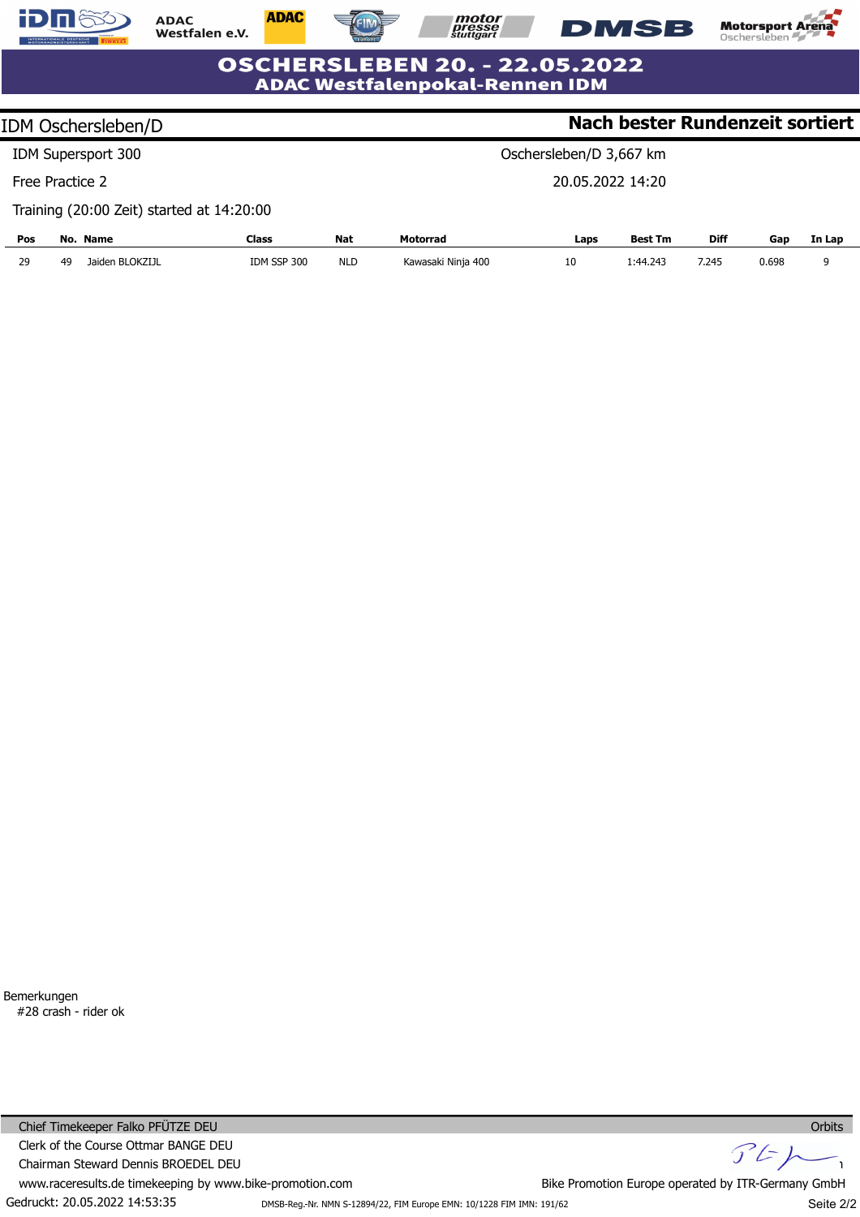# OSCHERSLEBEN 20. - 22.05.2022
## ADAC Westfalenpokal-Rennen IDM

IDM Oschersleben/D **Nach bester Rundenzeit sortiert**

IDM Supersport 300 Oschersleben/D 3,667 km

Free Practice 2 20.05.2022 14:20

Training (20:00 Zeit) started at 14:20:00

| Pos | No. | Name | Class | Nat | Motorrad | Laps | Best Tm | Diff | Gap | In Lap |
|---|---|---|---|---|---|---|---|---|---|---|
| 29 | 49 | Jaiden BLOKZIJL | IDM SSP 300 | NLD | Kawasaki Ninja 400 | 10 | 1:44.243 | 7.245 | 0.698 | 9 |

Bemerkungen
#28 crash - rider ok

Chief Timekeeper Falko PFÜTZE DEU
Clerk of the Course Ottmar BANGE DEU
Chairman Steward Dennis BROEDEL DEU
www.raceresults.de timekeeping by www.bike-promotion.com

Orbits
Bike Promotion Europe operated by ITR-Germany GmbH

Gedruckt: 20.05.2022 14:53:35

DMSB-Reg.-Nr. NMN S-12894/22, FIM Europe EMN: 10/1228 FIM IMN: 191/62